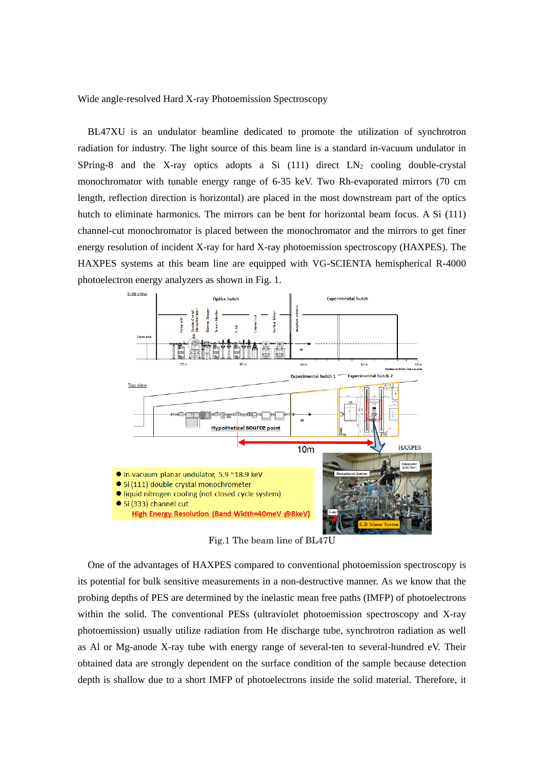Wide angle-resolved Hard X-ray Photoemission Spectroscopy

BL47XU is an undulator beamline dedicated to promote the utilization of synchrotron radiation for industry. The light source of this beam line is a standard in-vacuum undulator in SPring-8 and the X-ray optics adopts a Si (111) direct $LN_2$ cooling double-crystal monochromator with tunable energy range of 6-35 keV. Two Rh-evaporated mirrors (70 cm length, reflection direction is horizontal) are placed in the most downstream part of the optics hutch to eliminate harmonics. The mirrors can be bent for horizontal beam focus. A Si (111) channel-cut monochromator is placed between the monochromator and the mirrors to get finer energy resolution of incident X-ray for hard X-ray photoemission spectroscopy (HAXPES). The HAXPES systems at this beam line are equipped with VG-SCIENTA hemispherical R-4000 photoelectron energy analyzers as shown in Fig. 1.

- In-vacuum planar undulator, 5.9 ~18.9 keV
- Si (111) double crystal monochrometer
- liquid nitrogen cooling (not closed cycle system)
- Si (333) channel cut
  **High Energy Resolution (Band Width=40meV @8keV)**

Fig.1 The beam line of BL47U

One of the advantages of HAXPES compared to conventional photoemission spectroscopy is its potential for bulk sensitive measurements in a non-destructive manner. As we know that the probing depths of PES are determined by the inelastic mean free paths (IMFP) of photoelectrons within the solid. The conventional PESs (ultraviolet photoemission spectroscopy and X-ray photoemission) usually utilize radiation from He discharge tube, synchrotron radiation as well as Al or Mg-anode X-ray tube with energy range of several-ten to several-hundred eV. Their obtained data are strongly dependent on the surface condition of the sample because detection depth is shallow due to a short IMFP of photoelectrons inside the solid material. Therefore, it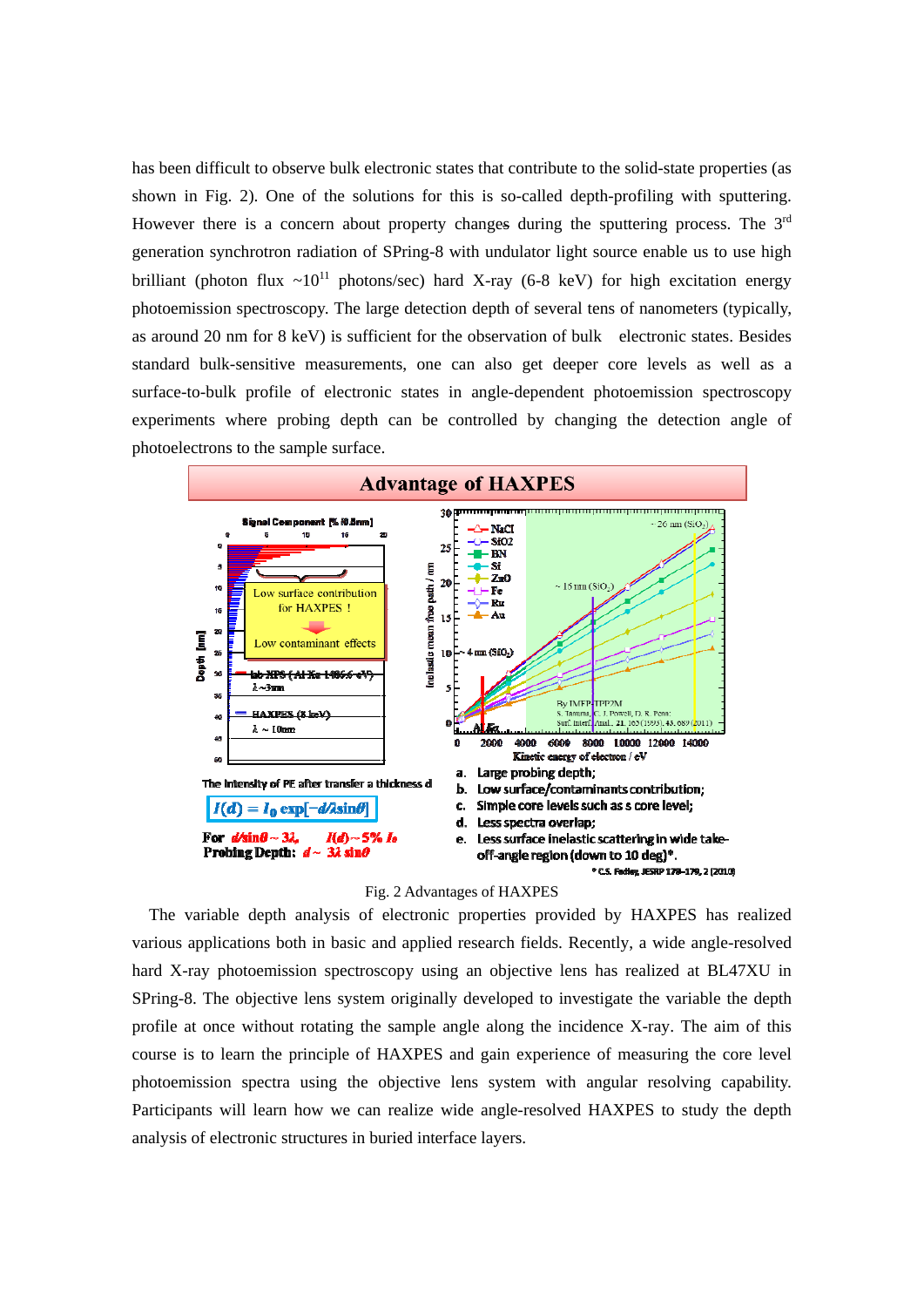has been difficult to observe bulk electronic states that contribute to the solid-state properties (as shown in Fig. 2). One of the solutions for this is so-called depth-profiling with sputtering. However there is a concern about property changes during the sputtering process. The 3rd generation synchrotron radiation of SPring-8 with undulator light source enable us to use high brilliant (photon flux ~$10^{11}$ photons/sec) hard X-ray (6-8 keV) for high excitation energy photoemission spectroscopy. The large detection depth of several tens of nanometers (typically, as around 20 nm for 8 keV) is sufficient for the observation of bulk electronic states. Besides standard bulk-sensitive measurements, one can also get deeper core levels as well as a surface-to-bulk profile of electronic states in angle-dependent photoemission spectroscopy experiments where probing depth can be controlled by changing the detection angle of photoelectrons to the sample surface.

**Advantage of HAXPES**

Low surface contribution for HAXPES !

Low contaminant effects

lab XPS (Al Kα 1486.6 eV) $\lambda$ ~3nm

HAXPES (8 keV) $\lambda$ ~ 10nm

The intensity of PE after transfer a thickness d

$$I(d) = I_0 \exp[-d/\lambda \sin\theta]$$

For $d/\sin\theta$ ~ $3\lambda$, $I(d)$ ~ 5% $I_0$

Probing Depth: $d$ ~ $3\lambda \sin\theta$

a. Large probing depth;
b. Low surface/contaminants contribution;
c. Simple core levels such as s core level;
d. Less spectra overlap;
e. Less surface inelastic scattering in wide take-off-angle region (down to 10 deg)*.

\* C.S. Fadley, JESRP 178-179, 2 (2010)

Fig. 2 Advantages of HAXPES

The variable depth analysis of electronic properties provided by HAXPES has realized various applications both in basic and applied research fields. Recently, a wide angle-resolved hard X-ray photoemission spectroscopy using an objective lens has realized at BL47XU in SPring-8. The objective lens system originally developed to investigate the variable the depth profile at once without rotating the sample angle along the incidence X-ray. The aim of this course is to learn the principle of HAXPES and gain experience of measuring the core level photoemission spectra using the objective lens system with angular resolving capability. Participants will learn how we can realize wide angle-resolved HAXPES to study the depth analysis of electronic structures in buried interface layers.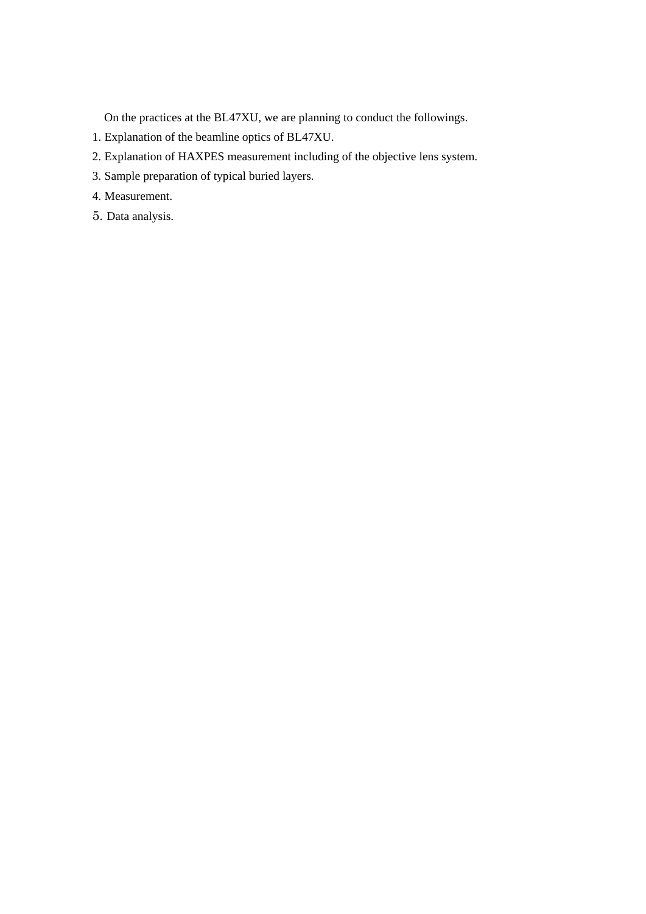On the practices at the BL47XU, we are planning to conduct the followings.

1. Explanation of the beamline optics of BL47XU.
2. Explanation of HAXPES measurement including of the objective lens system.
3. Sample preparation of typical buried layers.
4. Measurement.
5. Data analysis.